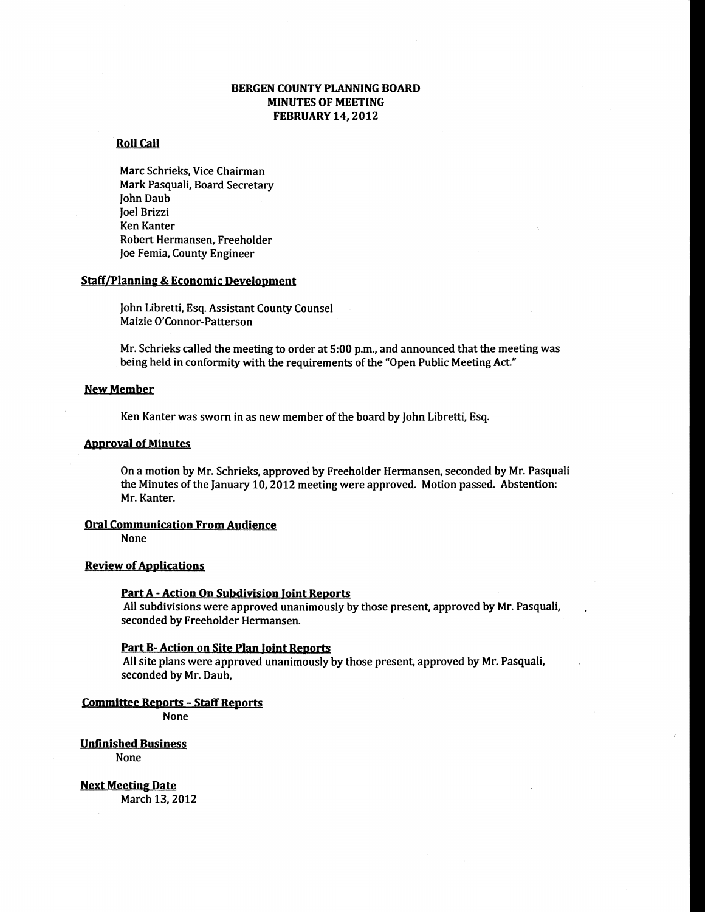# BERGEN COUNTY PLANNING BOARD
## MINUTES OF MEETING
## FEBRUARY 14, 2012

**Roll Call**

Marc Schrieks, Vice Chairman
Mark Pasquali, Board Secretary
John Daub
Joel Brizzi
Ken Kanter
Robert Hermansen, Freeholder
Joe Femia, County Engineer

**Staff/Planning & Economic Development**

John Libretti, Esq. Assistant County Counsel
Maizie O'Connor-Patterson

Mr. Schrieks called the meeting to order at 5:00 p.m., and announced that the meeting was being held in conformity with the requirements of the "Open Public Meeting Act."

**New Member**

Ken Kanter was sworn in as new member of the board by John Libretti, Esq.

**Approval of Minutes**

On a motion by Mr. Schrieks, approved by Freeholder Hermansen, seconded by Mr. Pasquali the Minutes of the January 10, 2012 meeting were approved. Motion passed. Abstention: Mr. Kanter.

**Oral Communication From Audience**

None

**Review of Applications**

**Part A - Action On Subdivision Joint Reports**

All subdivisions were approved unanimously by those present, approved by Mr. Pasquali, seconded by Freeholder Hermansen.

**Part B- Action on Site Plan Joint Reports**

All site plans were approved unanimously by those present, approved by Mr. Pasquali, seconded by Mr. Daub,

**Committee Reports - Staff Reports**

None

**Unfinished Business**

None

**Next Meeting Date**

March 13, 2012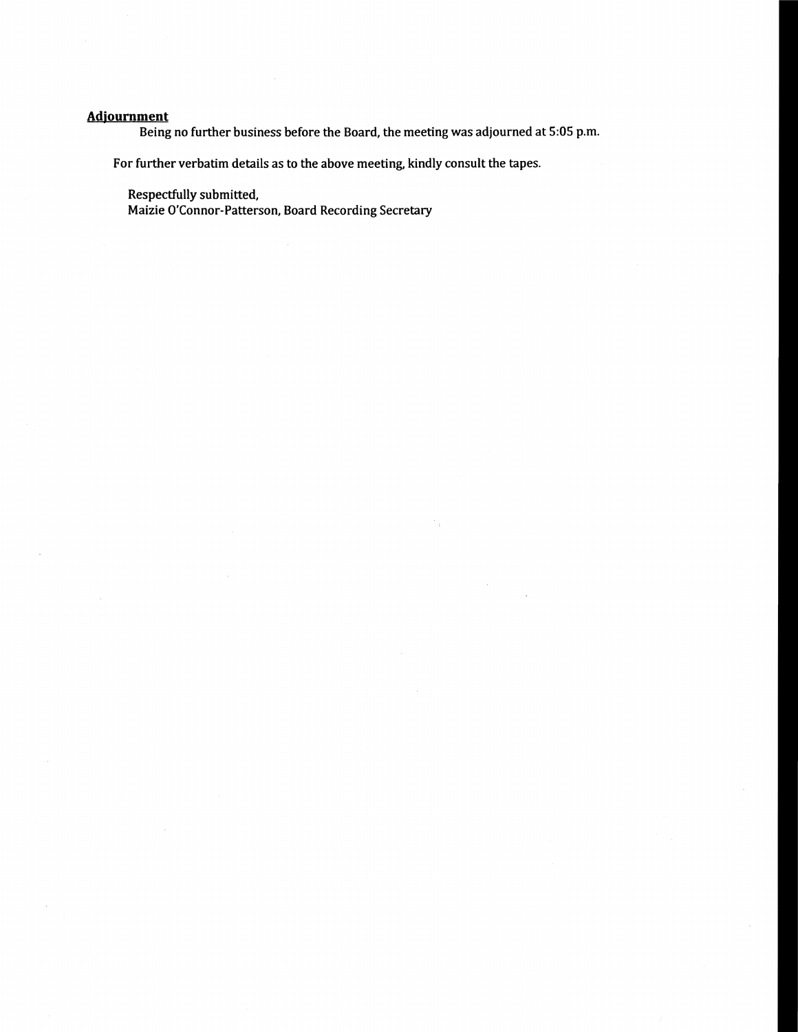## Adjournment

Being no further business before the Board, the meeting was adjourned at 5:05 p.m.

For further verbatim details as to the above meeting, kindly consult the tapes.

Respectfully submitted,
Maizie O'Connor-Patterson, Board Recording Secretary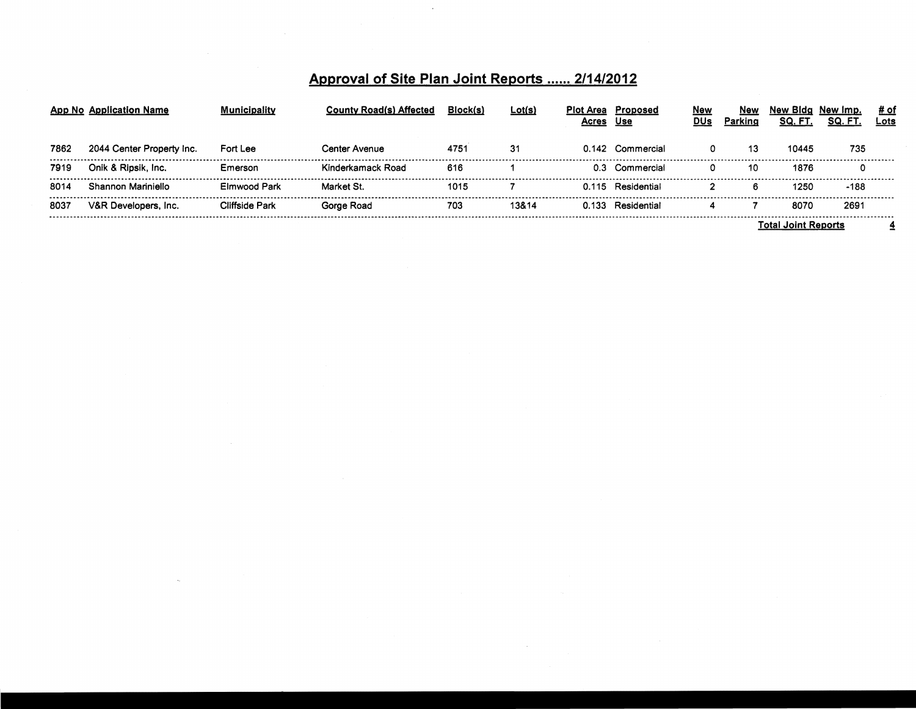## Approval of Site Plan Joint Reports ...... 2/14/2012

| App No | Application Name | Municipality | County Road(s) Affected | Block(s) | Lot(s) | Plot Area Acres | Proposed Use | New DUs | New Parking | New Bldg SQ. FT. | New Imp. SQ. FT. | # of Lots |
|---|---|---|---|---|---|---|---|---|---|---|---|---|
| 7862 | 2044 Center Property Inc. | Fort Lee | Center Avenue | 4751 | 31 | 0.142 | Commercial | 0 | 13 | 10445 | 735 | |
| 7919 | Onik & Ripsik, Inc. | Emerson | Kinderkamack Road | 616 | 1 | 0.3 | Commercial | 0 | 10 | 1876 | 0 | |
| 8014 | Shannon Mariniello | Elmwood Park | Market St. | 1015 | 7 | 0.115 | Residential | 2 | 6 | 1250 | -188 | |
| 8037 | V&R Developers, Inc. | Cliffside Park | Gorge Road | 703 | 13&14 | 0.133 | Residential | 4 | 7 | 8070 | 2691 | |

**Total Joint Reports** **4**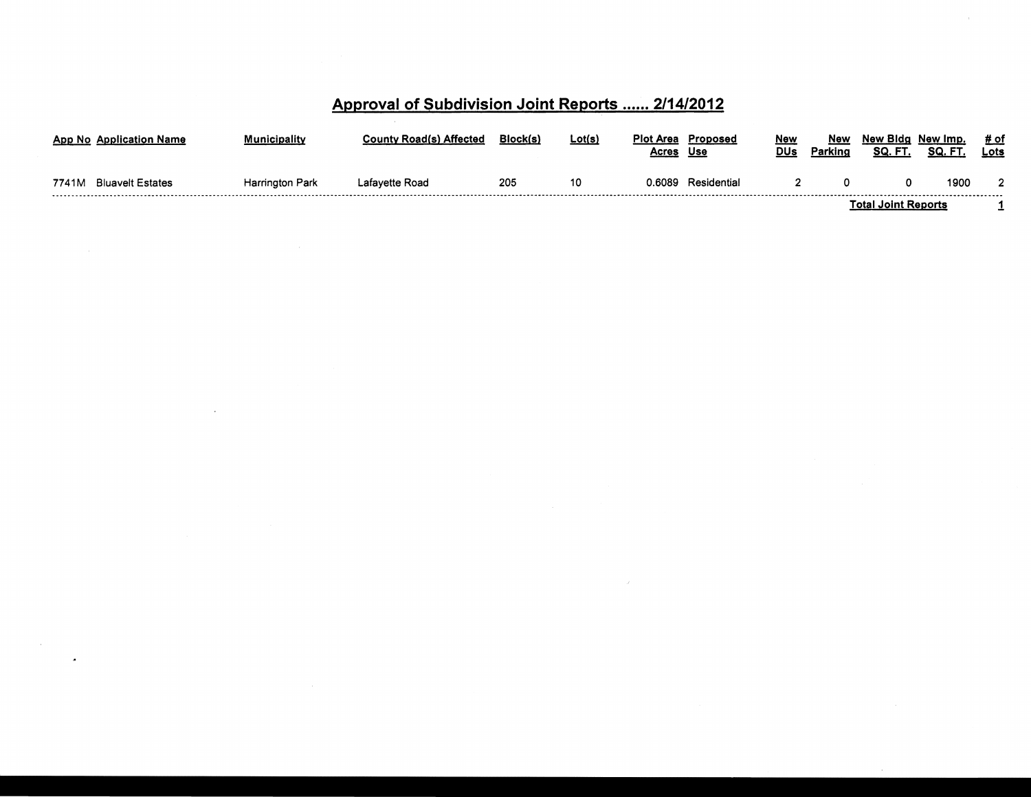# Approval of Subdivision Joint Reports ...... 2/14/2012

| App No | Application Name | Municipality | County Road(s) Affected | Block(s) | Lot(s) | Plot Area Acres | Proposed Use | New DUs | New Parking | New Bldg SQ. FT. | New Imp. SQ. FT. | # of Lots |
|---|---|---|---|---|---|---|---|---|---|---|---|---|
| 7741M | Bluavelt Estates | Harrington Park | Lafayette Road | 205 | 10 | 0.6089 | Residential | 2 | 0 | 0 | 1900 | 2 |
| | | | | | | | | | | Total Joint Reports | | 1 |